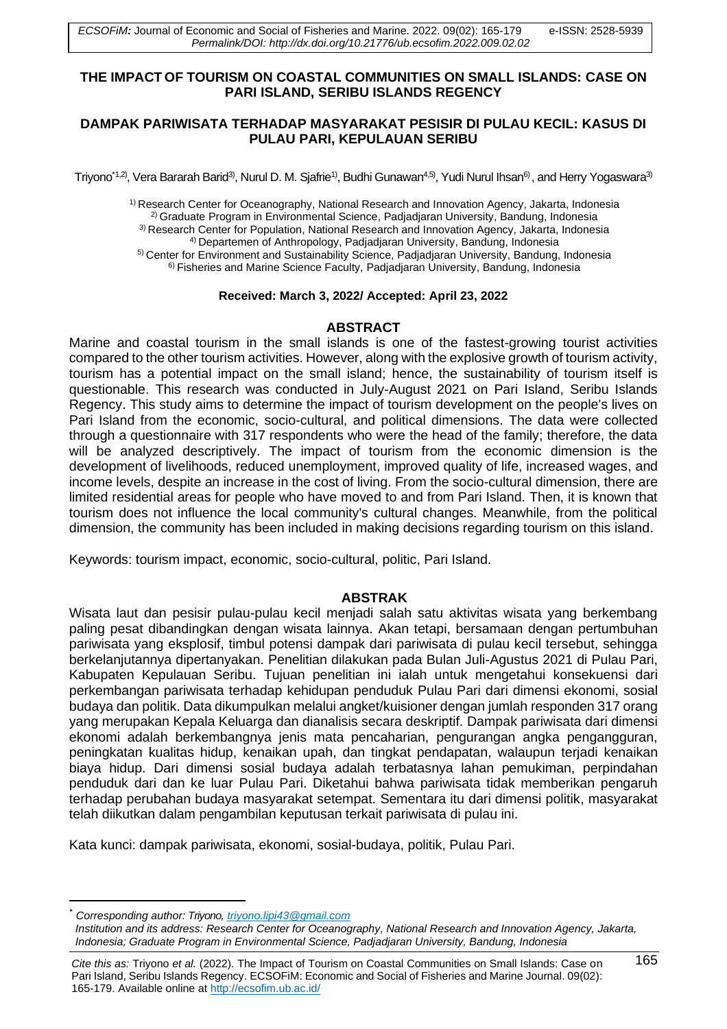# THE IMPACT OF TOURISM ON COASTAL COMMUNITIES ON SMALL ISLANDS: CASE ON PARI ISLAND, SERIBU ISLANDS REGENCY

## DAMPAK PARIWISATA TERHADAP MASYARAKAT PESISIR DI PULAU KECIL: KASUS DI PULAU PARI, KEPULAUAN SERIBU

Triyono*[1,2], Vera Bararah Barid[3], Nurul D. M. Sjafrie[1], Budhi Gunawan[4,5], Yudi Nurul Ihsan[6], and Herry Yogaswara[3]

[1] Research Center for Oceanography, National Research and Innovation Agency, Jakarta, Indonesia
[2] Graduate Program in Environmental Science, Padjadjaran University, Bandung, Indonesia
[3] Research Center for Population, National Research and Innovation Agency, Jakarta, Indonesia
[4] Departemen of Anthropology, Padjadjaran University, Bandung, Indonesia
[5] Center for Environment and Sustainability Science, Padjadjaran University, Bandung, Indonesia
[6] Fisheries and Marine Science Faculty, Padjadjaran University, Bandung, Indonesia

**Received: March 3, 2022/ Accepted: April 23, 2022**

### ABSTRACT

Marine and coastal tourism in the small islands is one of the fastest-growing tourist activities compared to the other tourism activities. However, along with the explosive growth of tourism activity, tourism has a potential impact on the small island; hence, the sustainability of tourism itself is questionable. This research was conducted in July-August 2021 on Pari Island, Seribu Islands Regency. This study aims to determine the impact of tourism development on the people's lives on Pari Island from the economic, socio-cultural, and political dimensions. The data were collected through a questionnaire with 317 respondents who were the head of the family; therefore, the data will be analyzed descriptively. The impact of tourism from the economic dimension is the development of livelihoods, reduced unemployment, improved quality of life, increased wages, and income levels, despite an increase in the cost of living. From the socio-cultural dimension, there are limited residential areas for people who have moved to and from Pari Island. Then, it is known that tourism does not influence the local community's cultural changes. Meanwhile, from the political dimension, the community has been included in making decisions regarding tourism on this island.

Keywords: tourism impact, economic, socio-cultural, politic, Pari Island.

### ABSTRAK

Wisata laut dan pesisir pulau-pulau kecil menjadi salah satu aktivitas wisata yang berkembang paling pesat dibandingkan dengan wisata lainnya. Akan tetapi, bersamaan dengan pertumbuhan pariwisata yang eksplosif, timbul potensi dampak dari pariwisata di pulau kecil tersebut, sehingga berkelanjutannya dipertanyakan. Penelitian dilakukan pada Bulan Juli-Agustus 2021 di Pulau Pari, Kabupaten Kepulauan Seribu. Tujuan penelitian ini ialah untuk mengetahui konsekuensi dari perkembangan pariwisata terhadap kehidupan penduduk Pulau Pari dari dimensi ekonomi, sosial budaya dan politik. Data dikumpulkan melalui angket/kuisioner dengan jumlah responden 317 orang yang merupakan Kepala Keluarga dan dianalisis secara deskriptif. Dampak pariwisata dari dimensi ekonomi adalah berkembangnya jenis mata pencaharian, pengurangan angka pengangguran, peningkatan kualitas hidup, kenaikan upah, dan tingkat pendapatan, walaupun terjadi kenaikan biaya hidup. Dari dimensi sosial budaya adalah terbatasnya lahan pemukiman, perpindahan penduduk dari dan ke luar Pulau Pari. Diketahui bahwa pariwisata tidak memberikan pengaruh terhadap perubahan budaya masyarakat setempat. Sementara itu dari dimensi politik, masyarakat telah diikutkan dalam pengambilan keputusan terkait pariwisata di pulau ini.

Kata kunci: dampak pariwisata, ekonomi, sosial-budaya, politik, Pulau Pari.

---

\* *Corresponding author: Triyono, triyono.lipi43@gmail.com*
*Institution and its address: Research Center for Oceanography, National Research and Innovation Agency, Jakarta, Indonesia; Graduate Program in Environmental Science, Padjadjaran University, Bandung, Indonesia*

*Cite this as:* Triyono *et al.* (2022). The Impact of Tourism on Coastal Communities on Small Islands: Case on Pari Island, Seribu Islands Regency. ECSOFiM: Economic and Social of Fisheries and Marine Journal. 09(02): 165-179. Available online at http://ecsofim.ub.ac.id/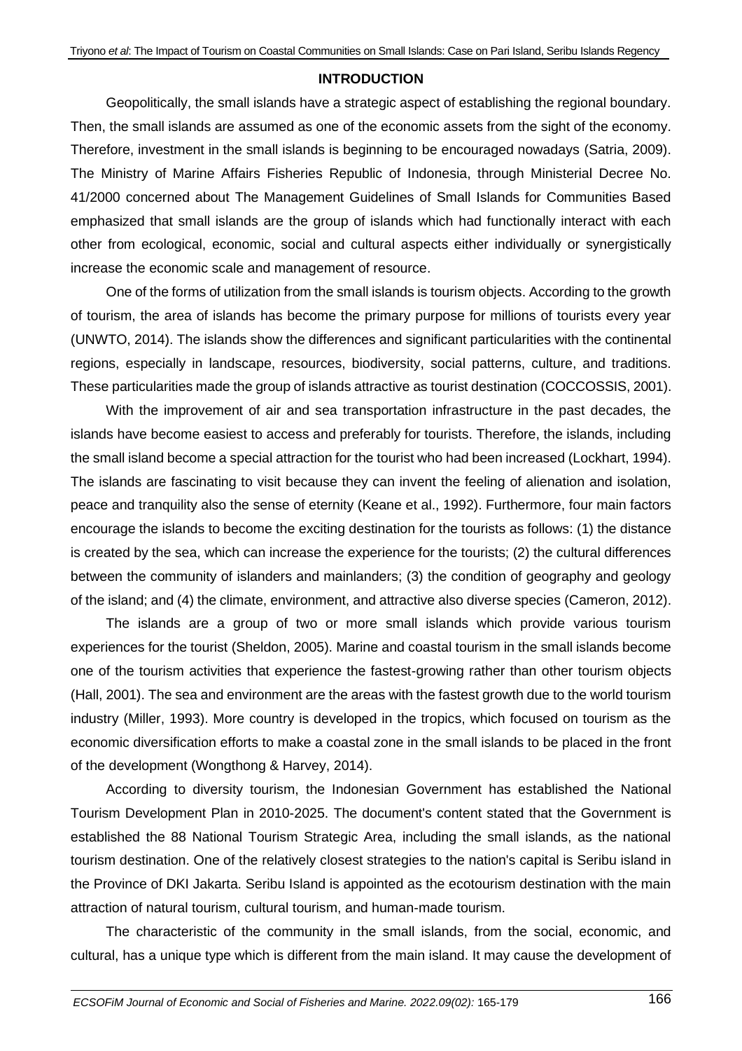## INTRODUCTION

Geopolitically, the small islands have a strategic aspect of establishing the regional boundary. Then, the small islands are assumed as one of the economic assets from the sight of the economy. Therefore, investment in the small islands is beginning to be encouraged nowadays (Satria, 2009). The Ministry of Marine Affairs Fisheries Republic of Indonesia, through Ministerial Decree No. 41/2000 concerned about The Management Guidelines of Small Islands for Communities Based emphasized that small islands are the group of islands which had functionally interact with each other from ecological, economic, social and cultural aspects either individually or synergistically increase the economic scale and management of resource.

One of the forms of utilization from the small islands is tourism objects. According to the growth of tourism, the area of islands has become the primary purpose for millions of tourists every year (UNWTO, 2014). The islands show the differences and significant particularities with the continental regions, especially in landscape, resources, biodiversity, social patterns, culture, and traditions. These particularities made the group of islands attractive as tourist destination (COCCOSSIS, 2001).

With the improvement of air and sea transportation infrastructure in the past decades, the islands have become easiest to access and preferably for tourists. Therefore, the islands, including the small island become a special attraction for the tourist who had been increased (Lockhart, 1994). The islands are fascinating to visit because they can invent the feeling of alienation and isolation, peace and tranquility also the sense of eternity (Keane et al., 1992). Furthermore, four main factors encourage the islands to become the exciting destination for the tourists as follows: (1) the distance is created by the sea, which can increase the experience for the tourists; (2) the cultural differences between the community of islanders and mainlanders; (3) the condition of geography and geology of the island; and (4) the climate, environment, and attractive also diverse species (Cameron, 2012).

The islands are a group of two or more small islands which provide various tourism experiences for the tourist (Sheldon, 2005). Marine and coastal tourism in the small islands become one of the tourism activities that experience the fastest-growing rather than other tourism objects (Hall, 2001). The sea and environment are the areas with the fastest growth due to the world tourism industry (Miller, 1993). More country is developed in the tropics, which focused on tourism as the economic diversification efforts to make a coastal zone in the small islands to be placed in the front of the development (Wongthong & Harvey, 2014).

According to diversity tourism, the Indonesian Government has established the National Tourism Development Plan in 2010-2025. The document's content stated that the Government is established the 88 National Tourism Strategic Area, including the small islands, as the national tourism destination. One of the relatively closest strategies to the nation's capital is Seribu island in the Province of DKI Jakarta. Seribu Island is appointed as the ecotourism destination with the main attraction of natural tourism, cultural tourism, and human-made tourism.

The characteristic of the community in the small islands, from the social, economic, and cultural, has a unique type which is different from the main island. It may cause the development of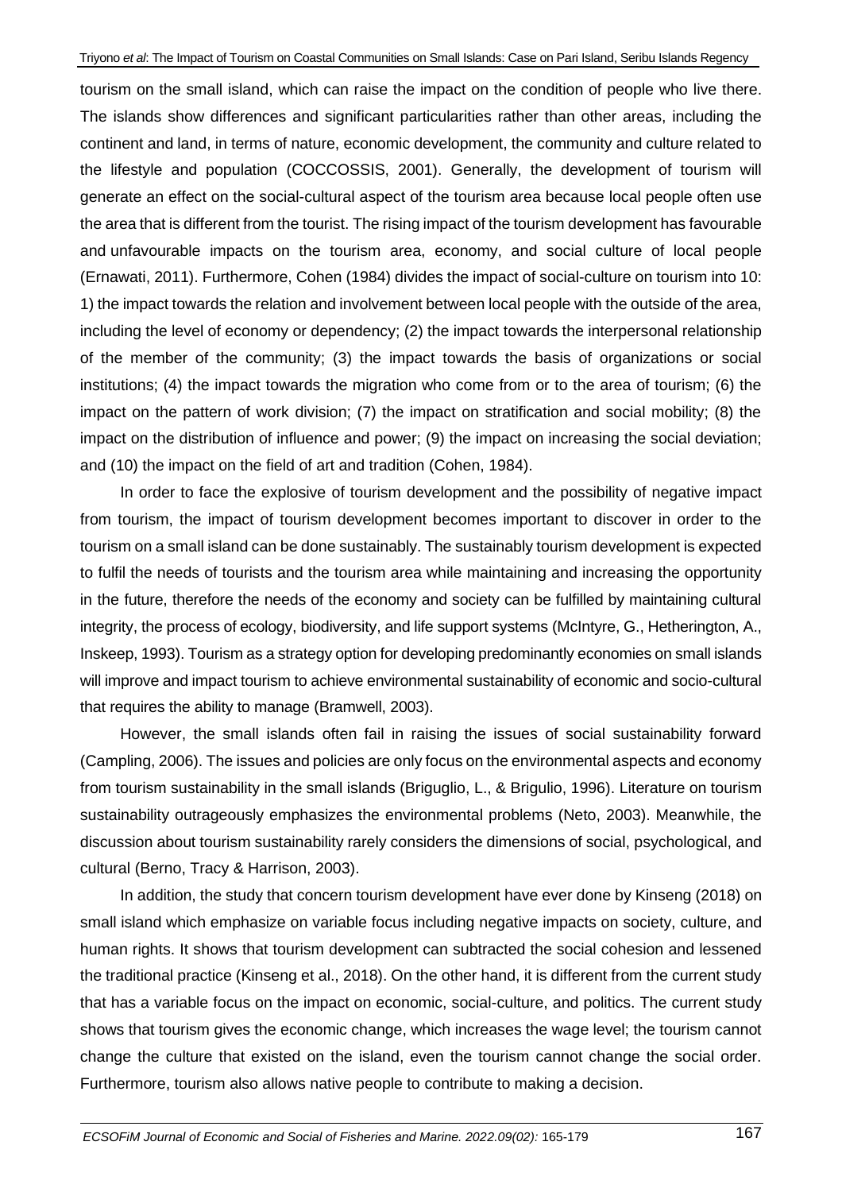tourism on the small island, which can raise the impact on the condition of people who live there. The islands show differences and significant particularities rather than other areas, including the continent and land, in terms of nature, economic development, the community and culture related to the lifestyle and population (COCCOSSIS, 2001). Generally, the development of tourism will generate an effect on the social-cultural aspect of the tourism area because local people often use the area that is different from the tourist. The rising impact of the tourism development has favourable and unfavourable impacts on the tourism area, economy, and social culture of local people (Ernawati, 2011). Furthermore, Cohen (1984) divides the impact of social-culture on tourism into 10: 1) the impact towards the relation and involvement between local people with the outside of the area, including the level of economy or dependency; (2) the impact towards the interpersonal relationship of the member of the community; (3) the impact towards the basis of organizations or social institutions; (4) the impact towards the migration who come from or to the area of tourism; (6) the impact on the pattern of work division; (7) the impact on stratification and social mobility; (8) the impact on the distribution of influence and power; (9) the impact on increasing the social deviation; and (10) the impact on the field of art and tradition (Cohen, 1984).

In order to face the explosive of tourism development and the possibility of negative impact from tourism, the impact of tourism development becomes important to discover in order to the tourism on a small island can be done sustainably. The sustainably tourism development is expected to fulfil the needs of tourists and the tourism area while maintaining and increasing the opportunity in the future, therefore the needs of the economy and society can be fulfilled by maintaining cultural integrity, the process of ecology, biodiversity, and life support systems (McIntyre, G., Hetherington, A., Inskeep, 1993). Tourism as a strategy option for developing predominantly economies on small islands will improve and impact tourism to achieve environmental sustainability of economic and socio-cultural that requires the ability to manage (Bramwell, 2003).

However, the small islands often fail in raising the issues of social sustainability forward (Campling, 2006). The issues and policies are only focus on the environmental aspects and economy from tourism sustainability in the small islands (Briguglio, L., & Brigulio, 1996). Literature on tourism sustainability outrageously emphasizes the environmental problems (Neto, 2003). Meanwhile, the discussion about tourism sustainability rarely considers the dimensions of social, psychological, and cultural (Berno, Tracy & Harrison, 2003).

In addition, the study that concern tourism development have ever done by Kinseng (2018) on small island which emphasize on variable focus including negative impacts on society, culture, and human rights. It shows that tourism development can subtracted the social cohesion and lessened the traditional practice (Kinseng et al., 2018). On the other hand, it is different from the current study that has a variable focus on the impact on economic, social-culture, and politics. The current study shows that tourism gives the economic change, which increases the wage level; the tourism cannot change the culture that existed on the island, even the tourism cannot change the social order. Furthermore, tourism also allows native people to contribute to making a decision.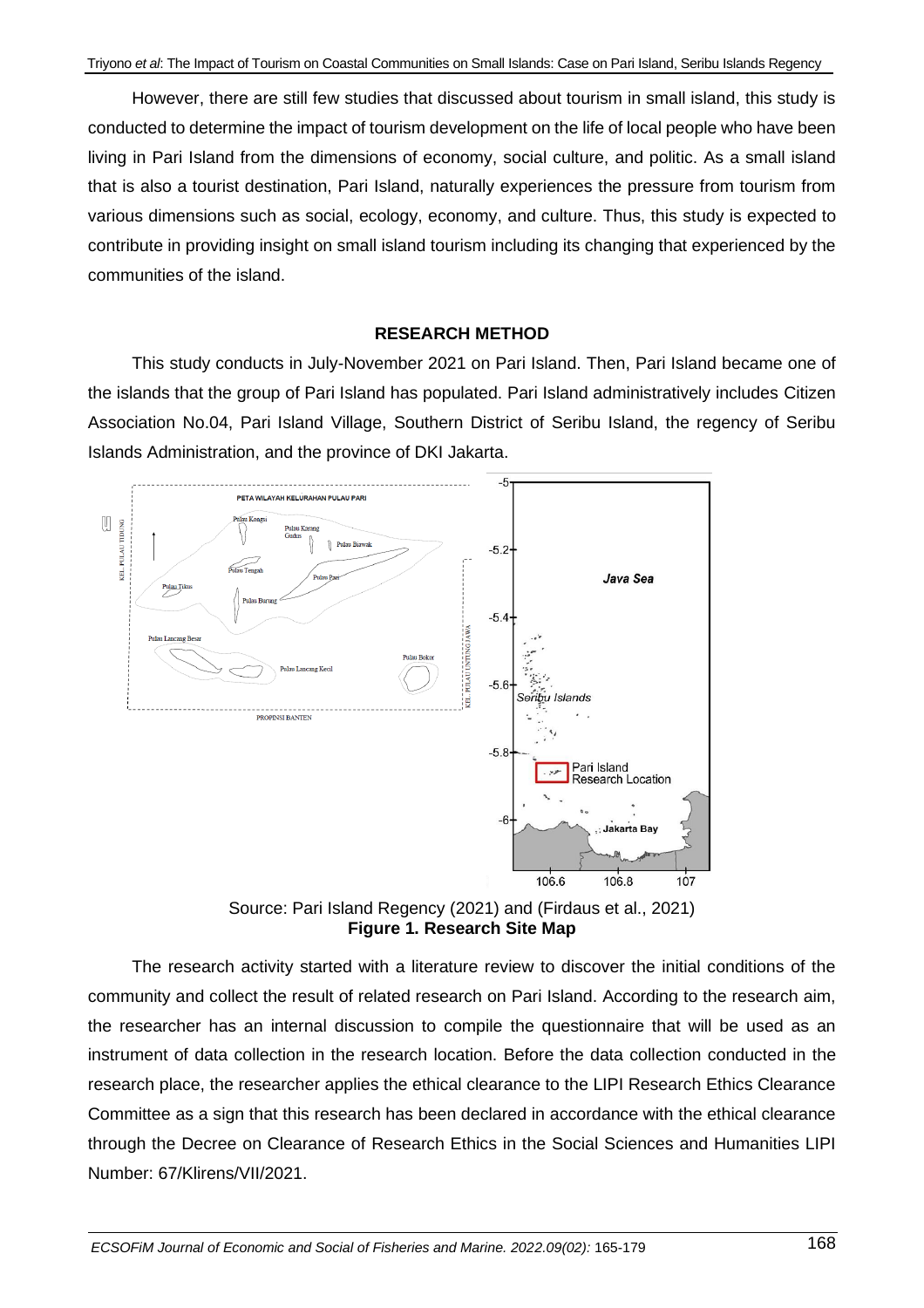However, there are still few studies that discussed about tourism in small island, this study is conducted to determine the impact of tourism development on the life of local people who have been living in Pari Island from the dimensions of economy, social culture, and politic. As a small island that is also a tourist destination, Pari Island, naturally experiences the pressure from tourism from various dimensions such as social, ecology, economy, and culture. Thus, this study is expected to contribute in providing insight on small island tourism including its changing that experienced by the communities of the island.

## RESEARCH METHOD

This study conducts in July-November 2021 on Pari Island. Then, Pari Island became one of the islands that the group of Pari Island has populated. Pari Island administratively includes Citizen Association No.04, Pari Island Village, Southern District of Seribu Island, the regency of Seribu Islands Administration, and the province of DKI Jakarta.

Source: Pari Island Regency (2021) and (Firdaus et al., 2021)
**Figure 1. Research Site Map**

The research activity started with a literature review to discover the initial conditions of the community and collect the result of related research on Pari Island. According to the research aim, the researcher has an internal discussion to compile the questionnaire that will be used as an instrument of data collection in the research location. Before the data collection conducted in the research place, the researcher applies the ethical clearance to the LIPI Research Ethics Clearance Committee as a sign that this research has been declared in accordance with the ethical clearance through the Decree on Clearance of Research Ethics in the Social Sciences and Humanities LIPI Number: 67/Klirens/VII/2021.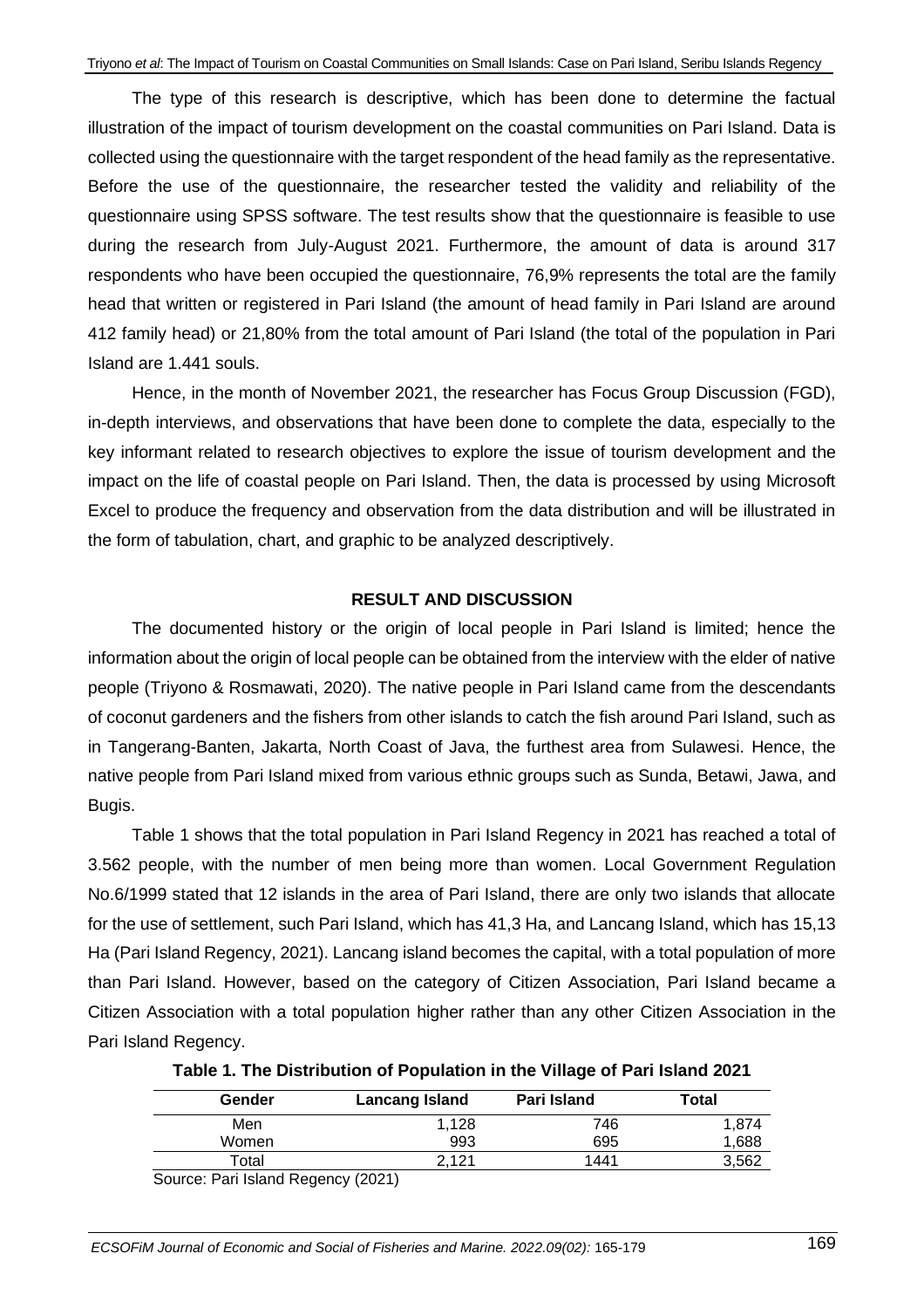The type of this research is descriptive, which has been done to determine the factual illustration of the impact of tourism development on the coastal communities on Pari Island. Data is collected using the questionnaire with the target respondent of the head family as the representative. Before the use of the questionnaire, the researcher tested the validity and reliability of the questionnaire using SPSS software. The test results show that the questionnaire is feasible to use during the research from July-August 2021. Furthermore, the amount of data is around 317 respondents who have been occupied the questionnaire, 76,9% represents the total are the family head that written or registered in Pari Island (the amount of head family in Pari Island are around 412 family head) or 21,80% from the total amount of Pari Island (the total of the population in Pari Island are 1.441 souls.

Hence, in the month of November 2021, the researcher has Focus Group Discussion (FGD), in-depth interviews, and observations that have been done to complete the data, especially to the key informant related to research objectives to explore the issue of tourism development and the impact on the life of coastal people on Pari Island. Then, the data is processed by using Microsoft Excel to produce the frequency and observation from the data distribution and will be illustrated in the form of tabulation, chart, and graphic to be analyzed descriptively.

## RESULT AND DISCUSSION

The documented history or the origin of local people in Pari Island is limited; hence the information about the origin of local people can be obtained from the interview with the elder of native people (Triyono & Rosmawati, 2020). The native people in Pari Island came from the descendants of coconut gardeners and the fishers from other islands to catch the fish around Pari Island, such as in Tangerang-Banten, Jakarta, North Coast of Java, the furthest area from Sulawesi. Hence, the native people from Pari Island mixed from various ethnic groups such as Sunda, Betawi, Jawa, and Bugis.

Table 1 shows that the total population in Pari Island Regency in 2021 has reached a total of 3.562 people, with the number of men being more than women. Local Government Regulation No.6/1999 stated that 12 islands in the area of Pari Island, there are only two islands that allocate for the use of settlement, such Pari Island, which has 41,3 Ha, and Lancang Island, which has 15,13 Ha (Pari Island Regency, 2021). Lancang island becomes the capital, with a total population of more than Pari Island. However, based on the category of Citizen Association, Pari Island became a Citizen Association with a total population higher rather than any other Citizen Association in the Pari Island Regency.

**Table 1. The Distribution of Population in the Village of Pari Island 2021**

| Gender | Lancang Island | Pari Island | Total |
|---|---|---|---|
| Men | 1,128 | 746 | 1,874 |
| Women | 993 | 695 | 1,688 |
| Total | 2,121 | 1441 | 3,562 |

Source: Pari Island Regency (2021)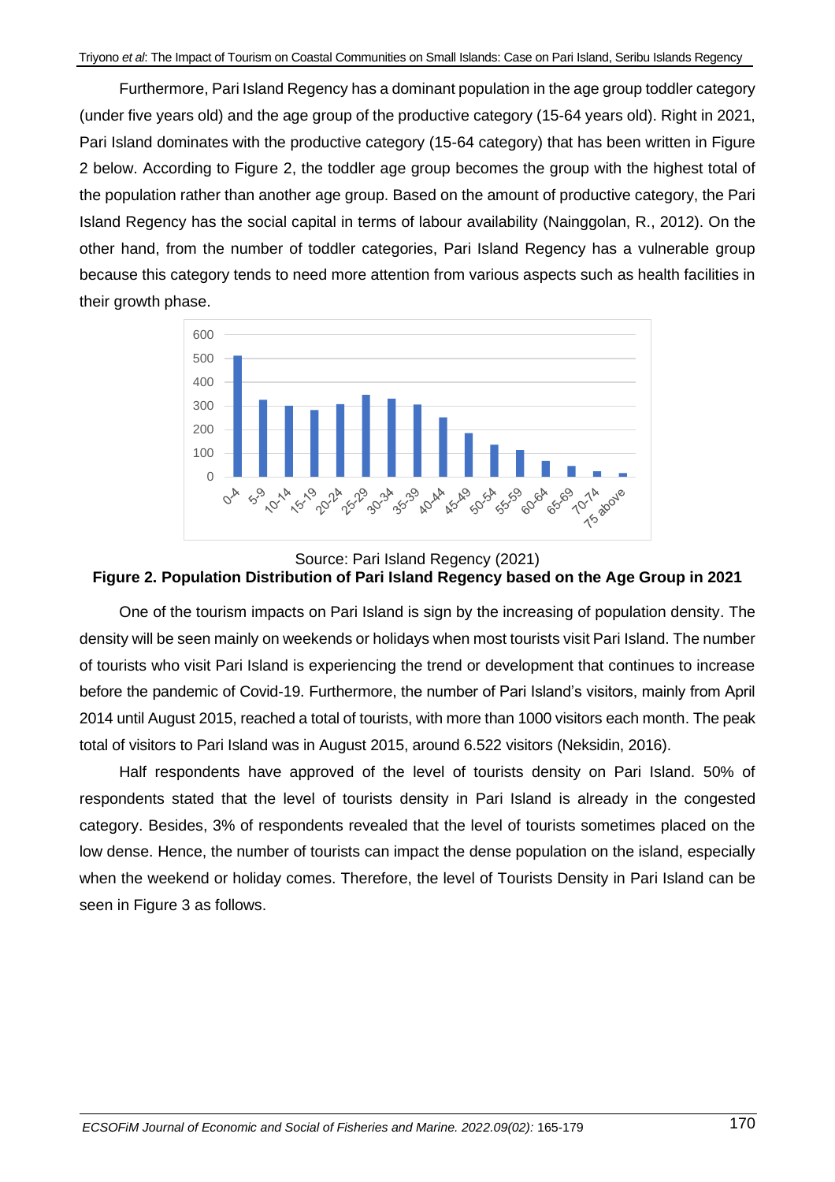Furthermore, Pari Island Regency has a dominant population in the age group toddler category (under five years old) and the age group of the productive category (15-64 years old). Right in 2021, Pari Island dominates with the productive category (15-64 category) that has been written in Figure 2 below. According to Figure 2, the toddler age group becomes the group with the highest total of the population rather than another age group. Based on the amount of productive category, the Pari Island Regency has the social capital in terms of labour availability (Nainggolan, R., 2012). On the other hand, from the number of toddler categories, Pari Island Regency has a vulnerable group because this category tends to need more attention from various aspects such as health facilities in their growth phase.

Source: Pari Island Regency (2021)

**Figure 2. Population Distribution of Pari Island Regency based on the Age Group in 2021**

One of the tourism impacts on Pari Island is sign by the increasing of population density. The density will be seen mainly on weekends or holidays when most tourists visit Pari Island. The number of tourists who visit Pari Island is experiencing the trend or development that continues to increase before the pandemic of Covid-19. Furthermore, the number of Pari Island's visitors, mainly from April 2014 until August 2015, reached a total of tourists, with more than 1000 visitors each month. The peak total of visitors to Pari Island was in August 2015, around 6.522 visitors (Neksidin, 2016).

Half respondents have approved of the level of tourists density on Pari Island. 50% of respondents stated that the level of tourists density in Pari Island is already in the congested category. Besides, 3% of respondents revealed that the level of tourists sometimes placed on the low dense. Hence, the number of tourists can impact the dense population on the island, especially when the weekend or holiday comes. Therefore, the level of Tourists Density in Pari Island can be seen in Figure 3 as follows.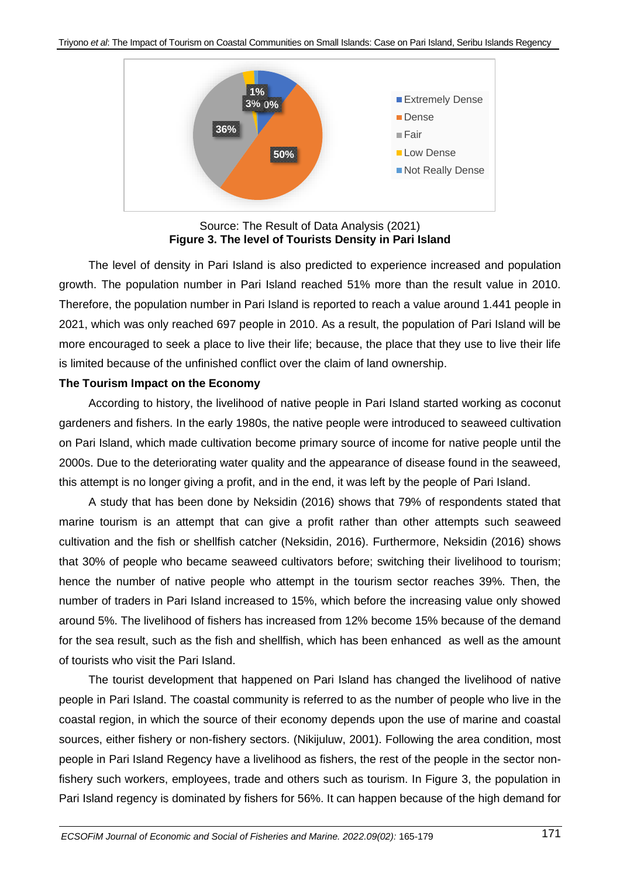Source: The Result of Data Analysis (2021)
**Figure 3. The level of Tourists Density in Pari Island**

The level of density in Pari Island is also predicted to experience increased and population growth. The population number in Pari Island reached 51% more than the result value in 2010. Therefore, the population number in Pari Island is reported to reach a value around 1.441 people in 2021, which was only reached 697 people in 2010. As a result, the population of Pari Island will be more encouraged to seek a place to live their life; because, the place that they use to live their life is limited because of the unfinished conflict over the claim of land ownership.

**The Tourism Impact on the Economy**

According to history, the livelihood of native people in Pari Island started working as coconut gardeners and fishers. In the early 1980s, the native people were introduced to seaweed cultivation on Pari Island, which made cultivation become primary source of income for native people until the 2000s. Due to the deteriorating water quality and the appearance of disease found in the seaweed, this attempt is no longer giving a profit, and in the end, it was left by the people of Pari Island.

A study that has been done by Neksidin (2016) shows that 79% of respondents stated that marine tourism is an attempt that can give a profit rather than other attempts such seaweed cultivation and the fish or shellfish catcher (Neksidin, 2016). Furthermore, Neksidin (2016) shows that 30% of people who became seaweed cultivators before; switching their livelihood to tourism; hence the number of native people who attempt in the tourism sector reaches 39%. Then, the number of traders in Pari Island increased to 15%, which before the increasing value only showed around 5%. The livelihood of fishers has increased from 12% become 15% because of the demand for the sea result, such as the fish and shellfish, which has been enhanced as well as the amount of tourists who visit the Pari Island.

The tourist development that happened on Pari Island has changed the livelihood of native people in Pari Island. The coastal community is referred to as the number of people who live in the coastal region, in which the source of their economy depends upon the use of marine and coastal sources, either fishery or non-fishery sectors. (Nikijuluw, 2001). Following the area condition, most people in Pari Island Regency have a livelihood as fishers, the rest of the people in the sector non-fishery such workers, employees, trade and others such as tourism. In Figure 3, the population in Pari Island regency is dominated by fishers for 56%. It can happen because of the high demand for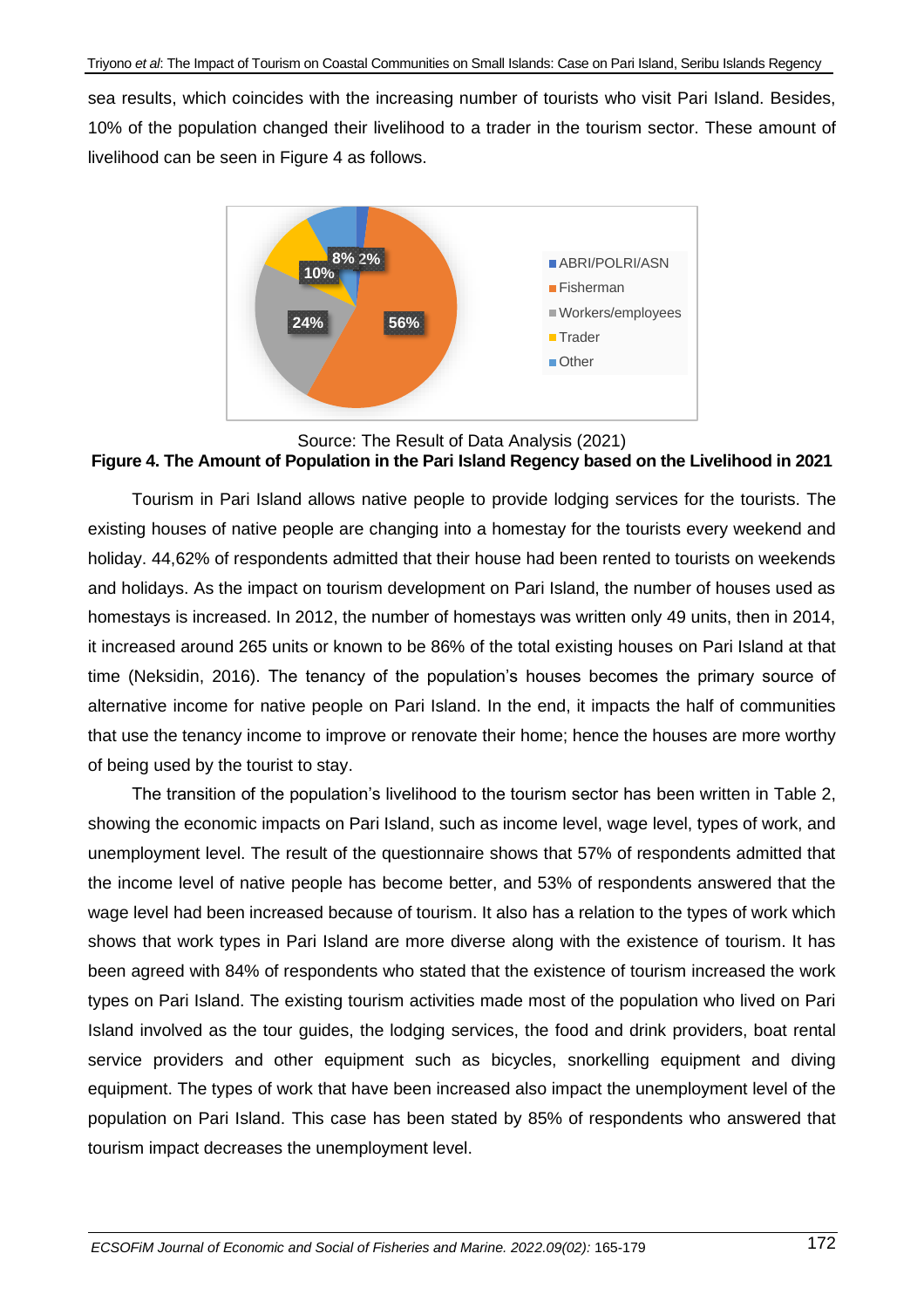sea results, which coincides with the increasing number of tourists who visit Pari Island. Besides, 10% of the population changed their livelihood to a trader in the tourism sector. These amount of livelihood can be seen in Figure 4 as follows.

Source: The Result of Data Analysis (2021)

**Figure 4. The Amount of Population in the Pari Island Regency based on the Livelihood in 2021**

Tourism in Pari Island allows native people to provide lodging services for the tourists. The existing houses of native people are changing into a homestay for the tourists every weekend and holiday. 44,62% of respondents admitted that their house had been rented to tourists on weekends and holidays. As the impact on tourism development on Pari Island, the number of houses used as homestays is increased. In 2012, the number of homestays was written only 49 units, then in 2014, it increased around 265 units or known to be 86% of the total existing houses on Pari Island at that time (Neksidin, 2016). The tenancy of the population's houses becomes the primary source of alternative income for native people on Pari Island. In the end, it impacts the half of communities that use the tenancy income to improve or renovate their home; hence the houses are more worthy of being used by the tourist to stay.

The transition of the population's livelihood to the tourism sector has been written in Table 2, showing the economic impacts on Pari Island, such as income level, wage level, types of work, and unemployment level. The result of the questionnaire shows that 57% of respondents admitted that the income level of native people has become better, and 53% of respondents answered that the wage level had been increased because of tourism. It also has a relation to the types of work which shows that work types in Pari Island are more diverse along with the existence of tourism. It has been agreed with 84% of respondents who stated that the existence of tourism increased the work types on Pari Island. The existing tourism activities made most of the population who lived on Pari Island involved as the tour guides, the lodging services, the food and drink providers, boat rental service providers and other equipment such as bicycles, snorkelling equipment and diving equipment. The types of work that have been increased also impact the unemployment level of the population on Pari Island. This case has been stated by 85% of respondents who answered that tourism impact decreases the unemployment level.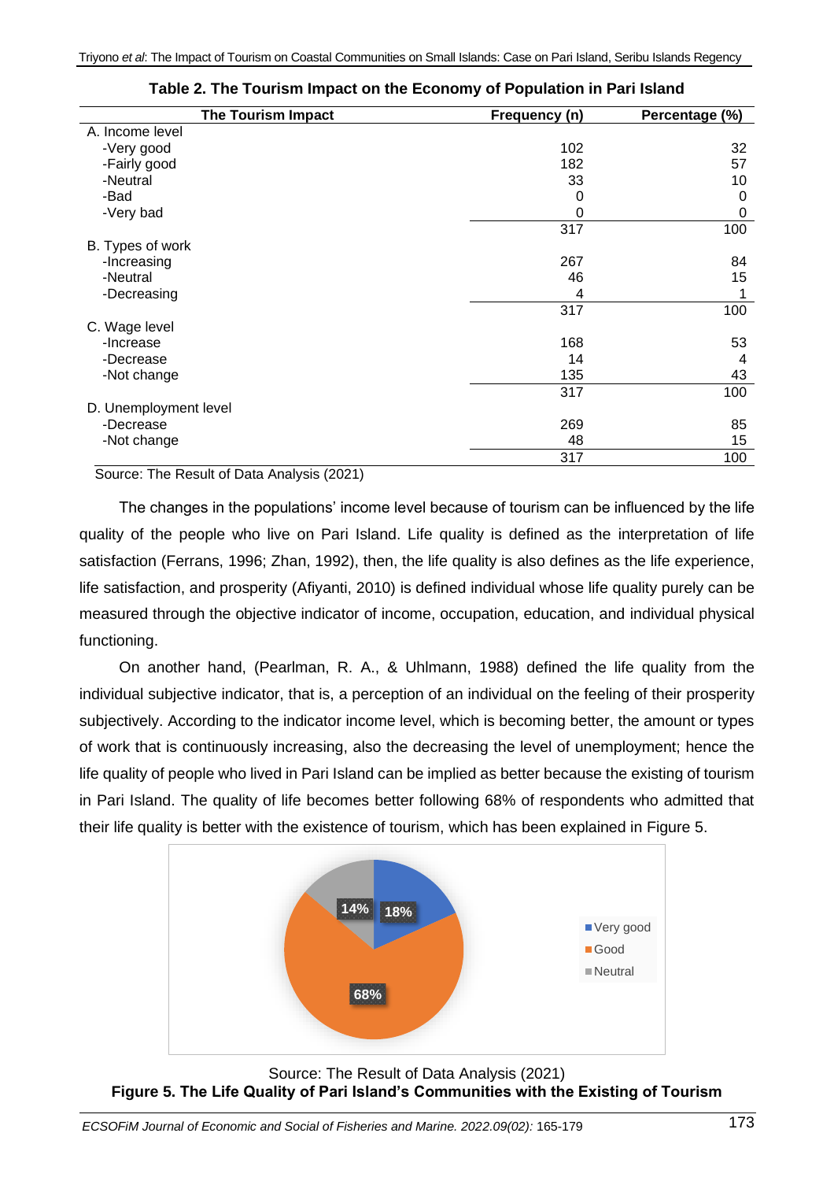**Table 2. The Tourism Impact on the Economy of Population in Pari Island**

| The Tourism Impact | Frequency (n) | Percentage (%) |
|---|---|---|
| A. Income level | | |
| -Very good | 102 | 32 |
| -Fairly good | 182 | 57 |
| -Neutral | 33 | 10 |
| -Bad | 0 | 0 |
| -Very bad | 0 | 0 |
| | 317 | 100 |
| B. Types of work | | |
| -Increasing | 267 | 84 |
| -Neutral | 46 | 15 |
| -Decreasing | 4 | 1 |
| | 317 | 100 |
| C. Wage level | | |
| -Increase | 168 | 53 |
| -Decrease | 14 | 4 |
| -Not change | 135 | 43 |
| | 317 | 100 |
| D. Unemployment level | | |
| -Decrease | 269 | 85 |
| -Not change | 48 | 15 |
| | 317 | 100 |

Source: The Result of Data Analysis (2021)

The changes in the populations' income level because of tourism can be influenced by the life quality of the people who live on Pari Island. Life quality is defined as the interpretation of life satisfaction (Ferrans, 1996; Zhan, 1992), then, the life quality is also defines as the life experience, life satisfaction, and prosperity (Afiyanti, 2010) is defined individual whose life quality purely can be measured through the objective indicator of income, occupation, education, and individual physical functioning.

On another hand, (Pearlman, R. A., & Uhlmann, 1988) defined the life quality from the individual subjective indicator, that is, a perception of an individual on the feeling of their prosperity subjectively. According to the indicator income level, which is becoming better, the amount or types of work that is continuously increasing, also the decreasing the level of unemployment; hence the life quality of people who lived in Pari Island can be implied as better because the existing of tourism in Pari Island. The quality of life becomes better following 68% of respondents who admitted that their life quality is better with the existence of tourism, which has been explained in Figure 5.

| Category | Percentage |
|---|---|
| Very good | 18% |
| Good | 68% |
| Neutral | 14% |

Source: The Result of Data Analysis (2021)

**Figure 5. The Life Quality of Pari Island's Communities with the Existing of Tourism**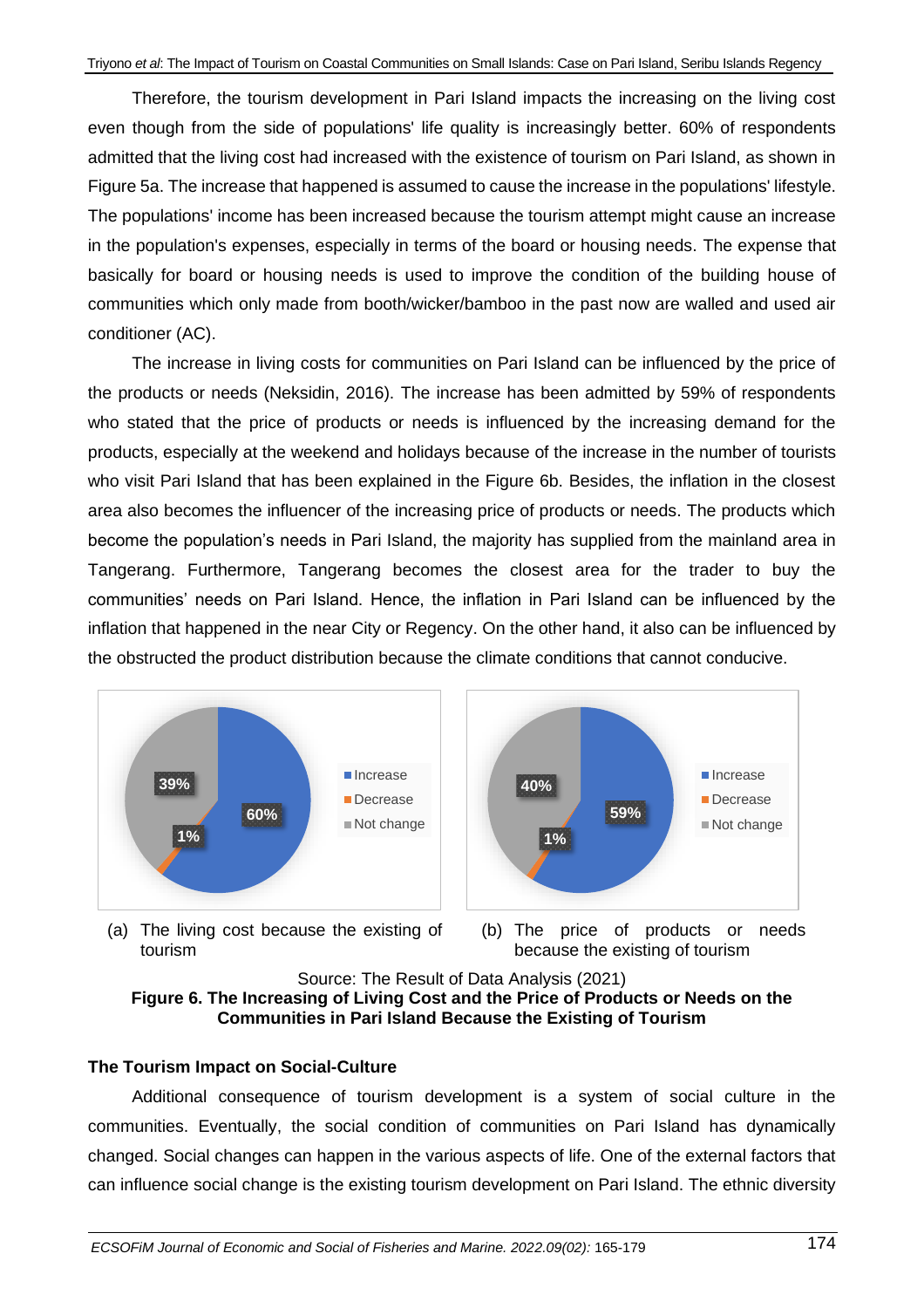Therefore, the tourism development in Pari Island impacts the increasing on the living cost even though from the side of populations' life quality is increasingly better. 60% of respondents admitted that the living cost had increased with the existence of tourism on Pari Island, as shown in Figure 5a. The increase that happened is assumed to cause the increase in the populations' lifestyle. The populations' income has been increased because the tourism attempt might cause an increase in the population's expenses, especially in terms of the board or housing needs. The expense that basically for board or housing needs is used to improve the condition of the building house of communities which only made from booth/wicker/bamboo in the past now are walled and used air conditioner (AC).

The increase in living costs for communities on Pari Island can be influenced by the price of the products or needs (Neksidin, 2016). The increase has been admitted by 59% of respondents who stated that the price of products or needs is influenced by the increasing demand for the products, especially at the weekend and holidays because of the increase in the number of tourists who visit Pari Island that has been explained in the Figure 6b. Besides, the inflation in the closest area also becomes the influencer of the increasing price of products or needs. The products which become the population's needs in Pari Island, the majority has supplied from the mainland area in Tangerang. Furthermore, Tangerang becomes the closest area for the trader to buy the communities' needs on Pari Island. Hence, the inflation in Pari Island can be influenced by the inflation that happened in the near City or Regency. On the other hand, it also can be influenced by the obstructed the product distribution because the climate conditions that cannot conducive.

(a) The living cost because the existing of tourism

(b) The price of products or needs because the existing of tourism

Source: The Result of Data Analysis (2021)

**Figure 6. The Increasing of Living Cost and the Price of Products or Needs on the Communities in Pari Island Because the Existing of Tourism**

### The Tourism Impact on Social-Culture

Additional consequence of tourism development is a system of social culture in the communities. Eventually, the social condition of communities on Pari Island has dynamically changed. Social changes can happen in the various aspects of life. One of the external factors that can influence social change is the existing tourism development on Pari Island. The ethnic diversity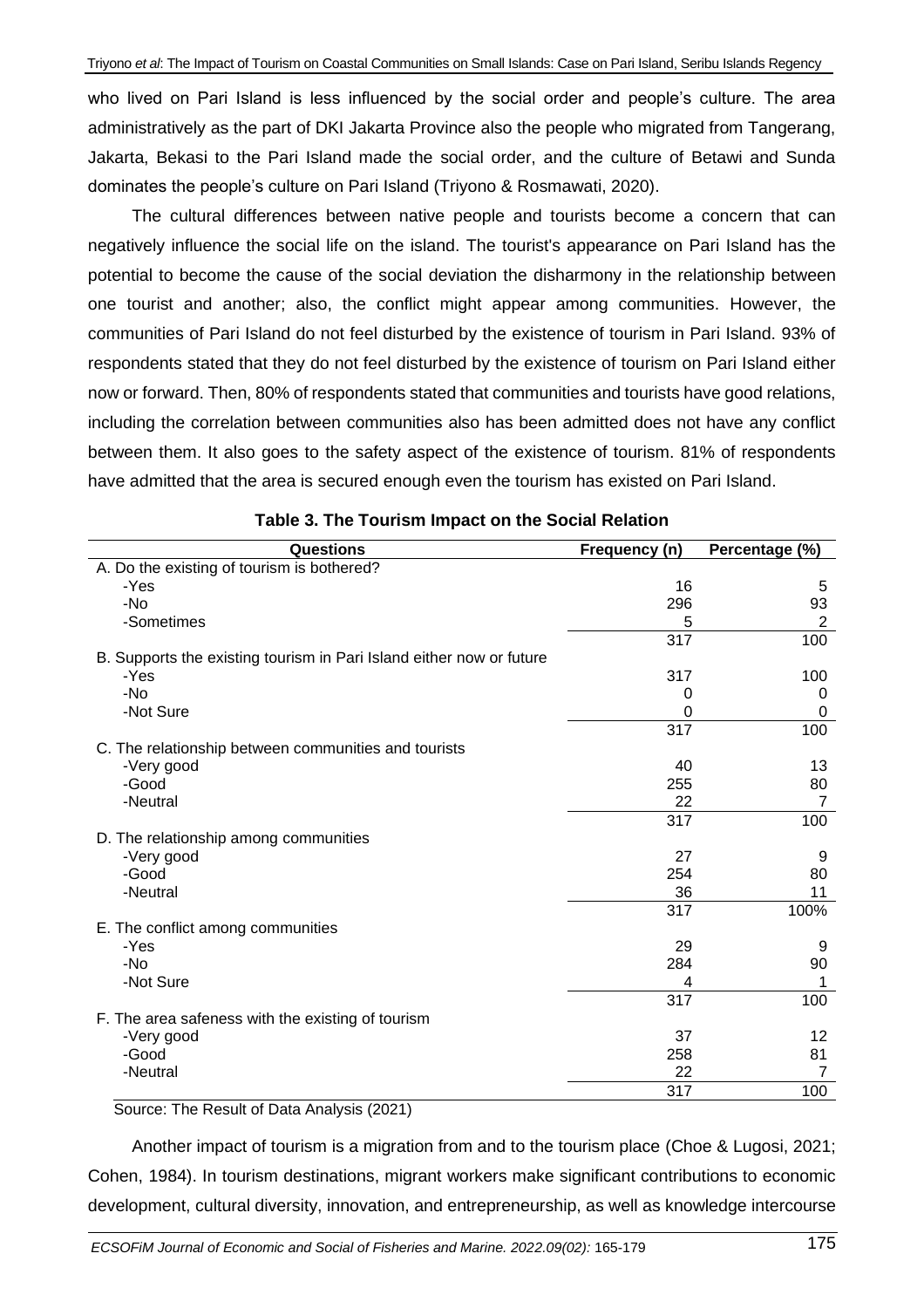who lived on Pari Island is less influenced by the social order and people's culture. The area administratively as the part of DKI Jakarta Province also the people who migrated from Tangerang, Jakarta, Bekasi to the Pari Island made the social order, and the culture of Betawi and Sunda dominates the people's culture on Pari Island (Triyono & Rosmawati, 2020).

The cultural differences between native people and tourists become a concern that can negatively influence the social life on the island. The tourist's appearance on Pari Island has the potential to become the cause of the social deviation the disharmony in the relationship between one tourist and another; also, the conflict might appear among communities. However, the communities of Pari Island do not feel disturbed by the existence of tourism in Pari Island. 93% of respondents stated that they do not feel disturbed by the existence of tourism on Pari Island either now or forward. Then, 80% of respondents stated that communities and tourists have good relations, including the correlation between communities also has been admitted does not have any conflict between them. It also goes to the safety aspect of the existence of tourism. 81% of respondents have admitted that the area is secured enough even the tourism has existed on Pari Island.

**Table 3. The Tourism Impact on the Social Relation**

| Questions | Frequency (n) | Percentage (%) |
|---|---|---|
| A. Do the existing of tourism is bothered? | | |
| -Yes | 16 | 5 |
| -No | 296 | 93 |
| -Sometimes | 5 | 2 |
| | 317 | 100 |
| B. Supports the existing tourism in Pari Island either now or future | | |
| -Yes | 317 | 100 |
| -No | 0 | 0 |
| -Not Sure | 0 | 0 |
| | 317 | 100 |
| C. The relationship between communities and tourists | | |
| -Very good | 40 | 13 |
| -Good | 255 | 80 |
| -Neutral | 22 | 7 |
| | 317 | 100 |
| D. The relationship among communities | | |
| -Very good | 27 | 9 |
| -Good | 254 | 80 |
| -Neutral | 36 | 11 |
| | 317 | 100% |
| E. The conflict among communities | | |
| -Yes | 29 | 9 |
| -No | 284 | 90 |
| -Not Sure | 4 | 1 |
| | 317 | 100 |
| F. The area safeness with the existing of tourism | | |
| -Very good | 37 | 12 |
| -Good | 258 | 81 |
| -Neutral | 22 | 7 |
| | 317 | 100 |

Source: The Result of Data Analysis (2021)

Another impact of tourism is a migration from and to the tourism place (Choe & Lugosi, 2021; Cohen, 1984). In tourism destinations, migrant workers make significant contributions to economic development, cultural diversity, innovation, and entrepreneurship, as well as knowledge intercourse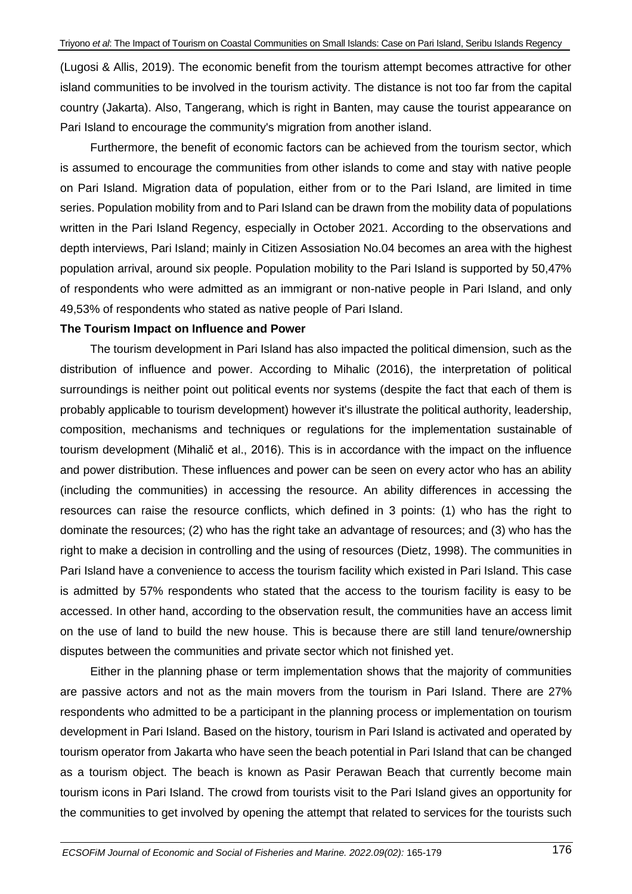(Lugosi & Allis, 2019). The economic benefit from the tourism attempt becomes attractive for other island communities to be involved in the tourism activity. The distance is not too far from the capital country (Jakarta). Also, Tangerang, which is right in Banten, may cause the tourist appearance on Pari Island to encourage the community's migration from another island.

Furthermore, the benefit of economic factors can be achieved from the tourism sector, which is assumed to encourage the communities from other islands to come and stay with native people on Pari Island. Migration data of population, either from or to the Pari Island, are limited in time series. Population mobility from and to Pari Island can be drawn from the mobility data of populations written in the Pari Island Regency, especially in October 2021. According to the observations and depth interviews, Pari Island; mainly in Citizen Assosiation No.04 becomes an area with the highest population arrival, around six people. Population mobility to the Pari Island is supported by 50,47% of respondents who were admitted as an immigrant or non-native people in Pari Island, and only 49,53% of respondents who stated as native people of Pari Island.

**The Tourism Impact on Influence and Power**

The tourism development in Pari Island has also impacted the political dimension, such as the distribution of influence and power. According to Mihalic (2016), the interpretation of political surroundings is neither point out political events nor systems (despite the fact that each of them is probably applicable to tourism development) however it's illustrate the political authority, leadership, composition, mechanisms and techniques or regulations for the implementation sustainable of tourism development (Mihalič et al., 2016). This is in accordance with the impact on the influence and power distribution. These influences and power can be seen on every actor who has an ability (including the communities) in accessing the resource. An ability differences in accessing the resources can raise the resource conflicts, which defined in 3 points: (1) who has the right to dominate the resources; (2) who has the right take an advantage of resources; and (3) who has the right to make a decision in controlling and the using of resources (Dietz, 1998). The communities in Pari Island have a convenience to access the tourism facility which existed in Pari Island. This case is admitted by 57% respondents who stated that the access to the tourism facility is easy to be accessed. In other hand, according to the observation result, the communities have an access limit on the use of land to build the new house. This is because there are still land tenure/ownership disputes between the communities and private sector which not finished yet.

Either in the planning phase or term implementation shows that the majority of communities are passive actors and not as the main movers from the tourism in Pari Island. There are 27% respondents who admitted to be a participant in the planning process or implementation on tourism development in Pari Island. Based on the history, tourism in Pari Island is activated and operated by tourism operator from Jakarta who have seen the beach potential in Pari Island that can be changed as a tourism object. The beach is known as Pasir Perawan Beach that currently become main tourism icons in Pari Island. The crowd from tourists visit to the Pari Island gives an opportunity for the communities to get involved by opening the attempt that related to services for the tourists such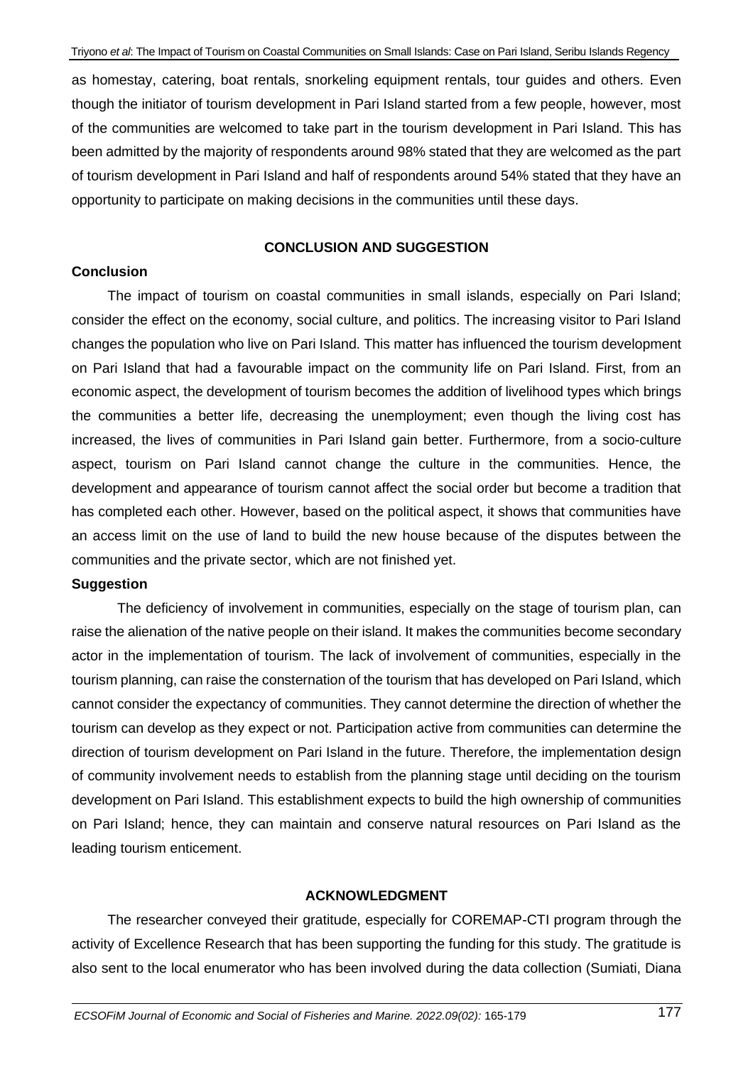as homestay, catering, boat rentals, snorkeling equipment rentals, tour guides and others. Even though the initiator of tourism development in Pari Island started from a few people, however, most of the communities are welcomed to take part in the tourism development in Pari Island. This has been admitted by the majority of respondents around 98% stated that they are welcomed as the part of tourism development in Pari Island and half of respondents around 54% stated that they have an opportunity to participate on making decisions in the communities until these days.

## CONCLUSION AND SUGGESTION

### Conclusion

The impact of tourism on coastal communities in small islands, especially on Pari Island; consider the effect on the economy, social culture, and politics. The increasing visitor to Pari Island changes the population who live on Pari Island. This matter has influenced the tourism development on Pari Island that had a favourable impact on the community life on Pari Island. First, from an economic aspect, the development of tourism becomes the addition of livelihood types which brings the communities a better life, decreasing the unemployment; even though the living cost has increased, the lives of communities in Pari Island gain better. Furthermore, from a socio-culture aspect, tourism on Pari Island cannot change the culture in the communities. Hence, the development and appearance of tourism cannot affect the social order but become a tradition that has completed each other. However, based on the political aspect, it shows that communities have an access limit on the use of land to build the new house because of the disputes between the communities and the private sector, which are not finished yet.

### Suggestion

The deficiency of involvement in communities, especially on the stage of tourism plan, can raise the alienation of the native people on their island. It makes the communities become secondary actor in the implementation of tourism. The lack of involvement of communities, especially in the tourism planning, can raise the consternation of the tourism that has developed on Pari Island, which cannot consider the expectancy of communities. They cannot determine the direction of whether the tourism can develop as they expect or not. Participation active from communities can determine the direction of tourism development on Pari Island in the future. Therefore, the implementation design of community involvement needs to establish from the planning stage until deciding on the tourism development on Pari Island. This establishment expects to build the high ownership of communities on Pari Island; hence, they can maintain and conserve natural resources on Pari Island as the leading tourism enticement.

## ACKNOWLEDGMENT

The researcher conveyed their gratitude, especially for COREMAP-CTI program through the activity of Excellence Research that has been supporting the funding for this study. The gratitude is also sent to the local enumerator who has been involved during the data collection (Sumiati, Diana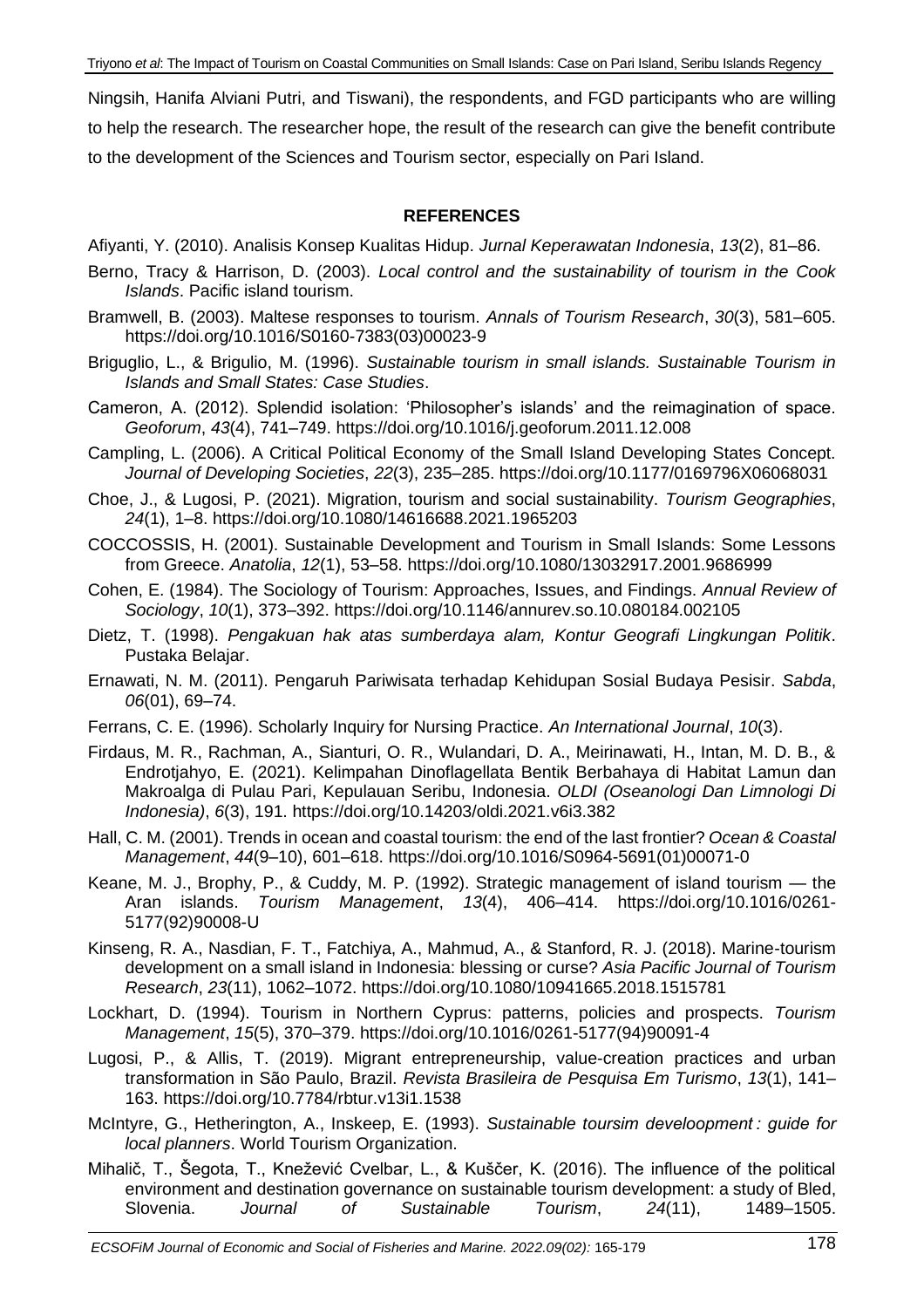Ningsih, Hanifa Alviani Putri, and Tiswani), the respondents, and FGD participants who are willing to help the research. The researcher hope, the result of the research can give the benefit contribute to the development of the Sciences and Tourism sector, especially on Pari Island.

## REFERENCES

Afiyanti, Y. (2010). Analisis Konsep Kualitas Hidup. *Jurnal Keperawatan Indonesia*, *13*(2), 81–86.

Berno, Tracy & Harrison, D. (2003). *Local control and the sustainability of tourism in the Cook Islands*. Pacific island tourism.

Bramwell, B. (2003). Maltese responses to tourism. *Annals of Tourism Research*, *30*(3), 581–605. https://doi.org/10.1016/S0160-7383(03)00023-9

Briguglio, L., & Brigulio, M. (1996). *Sustainable tourism in small islands. Sustainable Tourism in Islands and Small States: Case Studies*.

Cameron, A. (2012). Splendid isolation: 'Philosopher's islands' and the reimagination of space. *Geoforum*, *43*(4), 741–749. https://doi.org/10.1016/j.geoforum.2011.12.008

Campling, L. (2006). A Critical Political Economy of the Small Island Developing States Concept. *Journal of Developing Societies*, *22*(3), 235–285. https://doi.org/10.1177/0169796X06068031

Choe, J., & Lugosi, P. (2021). Migration, tourism and social sustainability. *Tourism Geographies*, *24*(1), 1–8. https://doi.org/10.1080/14616688.2021.1965203

COCCOSSIS, H. (2001). Sustainable Development and Tourism in Small Islands: Some Lessons from Greece. *Anatolia*, *12*(1), 53–58. https://doi.org/10.1080/13032917.2001.9686999

Cohen, E. (1984). The Sociology of Tourism: Approaches, Issues, and Findings. *Annual Review of Sociology*, *10*(1), 373–392. https://doi.org/10.1146/annurev.so.10.080184.002105

Dietz, T. (1998). *Pengakuan hak atas sumberdaya alam, Kontur Geografi Lingkungan Politik*. Pustaka Belajar.

Ernawati, N. M. (2011). Pengaruh Pariwisata terhadap Kehidupan Sosial Budaya Pesisir. *Sabda*, *06*(01), 69–74.

Ferrans, C. E. (1996). Scholarly Inquiry for Nursing Practice. *An International Journal*, *10*(3).

Firdaus, M. R., Rachman, A., Sianturi, O. R., Wulandari, D. A., Meirinawati, H., Intan, M. D. B., & Endrotjahyo, E. (2021). Kelimpahan Dinoflagellata Bentik Berbahaya di Habitat Lamun dan Makroalga di Pulau Pari, Kepulauan Seribu, Indonesia. *OLDI (Oseanologi Dan Limnologi Di Indonesia)*, *6*(3), 191. https://doi.org/10.14203/oldi.2021.v6i3.382

Hall, C. M. (2001). Trends in ocean and coastal tourism: the end of the last frontier? *Ocean & Coastal Management*, *44*(9–10), 601–618. https://doi.org/10.1016/S0964-5691(01)00071-0

Keane, M. J., Brophy, P., & Cuddy, M. P. (1992). Strategic management of island tourism — the Aran islands. *Tourism Management*, *13*(4), 406–414. https://doi.org/10.1016/0261-5177(92)90008-U

Kinseng, R. A., Nasdian, F. T., Fatchiya, A., Mahmud, A., & Stanford, R. J. (2018). Marine-tourism development on a small island in Indonesia: blessing or curse? *Asia Pacific Journal of Tourism Research*, *23*(11), 1062–1072. https://doi.org/10.1080/10941665.2018.1515781

Lockhart, D. (1994). Tourism in Northern Cyprus: patterns, policies and prospects. *Tourism Management*, *15*(5), 370–379. https://doi.org/10.1016/0261-5177(94)90091-4

Lugosi, P., & Allis, T. (2019). Migrant entrepreneurship, value-creation practices and urban transformation in São Paulo, Brazil. *Revista Brasileira de Pesquisa Em Turismo*, *13*(1), 141–163. https://doi.org/10.7784/rbtur.v13i1.1538

McIntyre, G., Hetherington, A., Inskeep, E. (1993). *Sustainable toursim develoopment : guide for local planners*. World Tourism Organization.

Mihalič, T., Šegota, T., Knežević Cvelbar, L., & Kuščer, K. (2016). The influence of the political environment and destination governance on sustainable tourism development: a study of Bled, Slovenia. *Journal of Sustainable Tourism*, *24*(11), 1489–1505.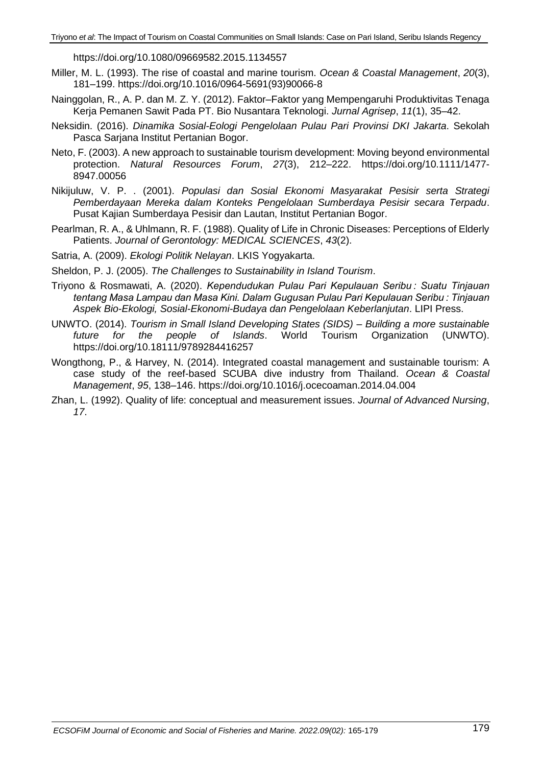https://doi.org/10.1080/09669582.2015.1134557

Miller, M. L. (1993). The rise of coastal and marine tourism. *Ocean & Coastal Management*, *20*(3), 181–199. https://doi.org/10.1016/0964-5691(93)90066-8

Nainggolan, R., A. P. dan M. Z. Y. (2012). Faktor–Faktor yang Mempengaruhi Produktivitas Tenaga Kerja Pemanen Sawit Pada PT. Bio Nusantara Teknologi. *Jurnal Agrisep*, *11*(1), 35–42.

Neksidin. (2016). *Dinamika Sosial-Eologi Pengelolaan Pulau Pari Provinsi DKI Jakarta*. Sekolah Pasca Sarjana Institut Pertanian Bogor.

Neto, F. (2003). A new approach to sustainable tourism development: Moving beyond environmental protection. *Natural Resources Forum*, *27*(3), 212–222. https://doi.org/10.1111/1477-8947.00056

Nikijuluw, V. P. . (2001). *Populasi dan Sosial Ekonomi Masyarakat Pesisir serta Strategi Pemberdayaan Mereka dalam Konteks Pengelolaan Sumberdaya Pesisir secara Terpadu*. Pusat Kajian Sumberdaya Pesisir dan Lautan, Institut Pertanian Bogor.

Pearlman, R. A., & Uhlmann, R. F. (1988). Quality of Life in Chronic Diseases: Perceptions of Elderly Patients. *Journal of Gerontology: MEDICAL SCIENCES*, *43*(2).

Satria, A. (2009). *Ekologi Politik Nelayan*. LKIS Yogyakarta.

Sheldon, P. J. (2005). *The Challenges to Sustainability in Island Tourism*.

Triyono & Rosmawati, A. (2020). *Kependudukan Pulau Pari Kepulauan Seribu : Suatu Tinjauan tentang Masa Lampau dan Masa Kini. Dalam Gugusan Pulau Pari Kepulauan Seribu : Tinjauan Aspek Bio-Ekologi, Sosial-Ekonomi-Budaya dan Pengelolaan Keberlanjutan*. LIPI Press.

UNWTO. (2014). *Tourism in Small Island Developing States (SIDS) – Building a more sustainable future for the people of Islands*. World Tourism Organization (UNWTO). https://doi.org/10.18111/9789284416257

Wongthong, P., & Harvey, N. (2014). Integrated coastal management and sustainable tourism: A case study of the reef-based SCUBA dive industry from Thailand. *Ocean & Coastal Management*, *95*, 138–146. https://doi.org/10.1016/j.ocecoaman.2014.04.004

Zhan, L. (1992). Quality of life: conceptual and measurement issues. *Journal of Advanced Nursing*, *17*.